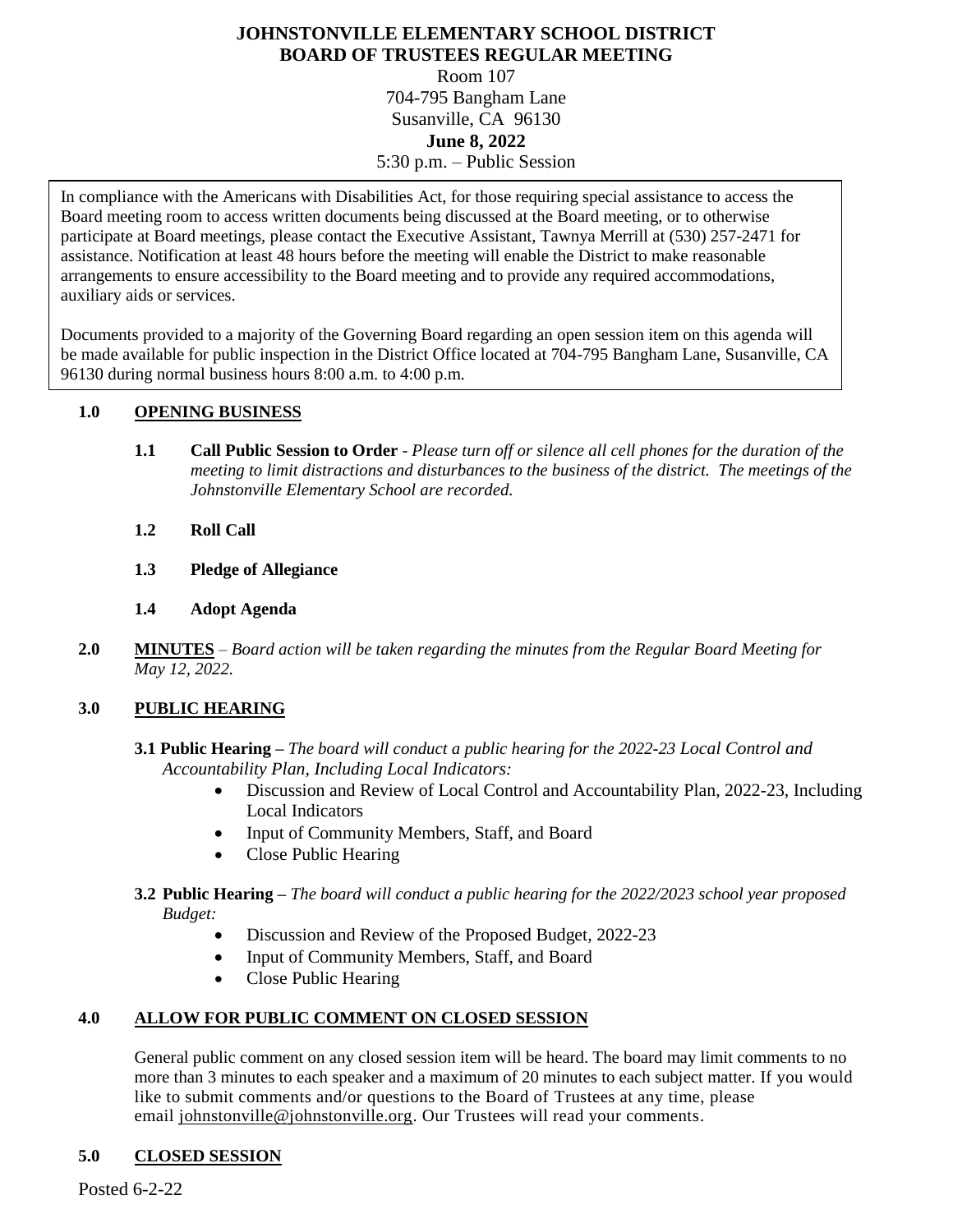# JOHNSTONVILLE ELEMENTARY SCHOOL DISTRICT
## BOARD OF TRUSTEES REGULAR MEETING

Room 107
704-795 Bangham Lane
Susanville, CA 96130
**June 8, 2022**
5:30 p.m. – Public Session

In compliance with the Americans with Disabilities Act, for those requiring special assistance to access the Board meeting room to access written documents being discussed at the Board meeting, or to otherwise participate at Board meetings, please contact the Executive Assistant, Tawnya Merrill at (530) 257-2471 for assistance. Notification at least 48 hours before the meeting will enable the District to make reasonable arrangements to ensure accessibility to the Board meeting and to provide any required accommodations, auxiliary aids or services.

Documents provided to a majority of the Governing Board regarding an open session item on this agenda will be made available for public inspection in the District Office located at 704-795 Bangham Lane, Susanville, CA 96130 during normal business hours 8:00 a.m. to 4:00 p.m.

**1.0 OPENING BUSINESS**

**1.1 Call Public Session to Order** - *Please turn off or silence all cell phones for the duration of the meeting to limit distractions and disturbances to the business of the district. The meetings of the Johnstonville Elementary School are recorded.*

**1.2 Roll Call**

**1.3 Pledge of Allegiance**

**1.4 Adopt Agenda**

**2.0 MINUTES** – *Board action will be taken regarding the minutes from the Regular Board Meeting for May 12, 2022.*

**3.0 PUBLIC HEARING**

**3.1 Public Hearing –** *The board will conduct a public hearing for the 2022-23 Local Control and Accountability Plan, Including Local Indicators:*

- Discussion and Review of Local Control and Accountability Plan, 2022-23, Including Local Indicators
- Input of Community Members, Staff, and Board
- Close Public Hearing

**3.2 Public Hearing –** *The board will conduct a public hearing for the 2022/2023 school year proposed Budget:*

- Discussion and Review of the Proposed Budget, 2022-23
- Input of Community Members, Staff, and Board
- Close Public Hearing

**4.0 ALLOW FOR PUBLIC COMMENT ON CLOSED SESSION**

General public comment on any closed session item will be heard. The board may limit comments to no more than 3 minutes to each speaker and a maximum of 20 minutes to each subject matter. If you would like to submit comments and/or questions to the Board of Trustees at any time, please email johnstonville@johnstonville.org. Our Trustees will read your comments.

**5.0 CLOSED SESSION**

Posted 6-2-22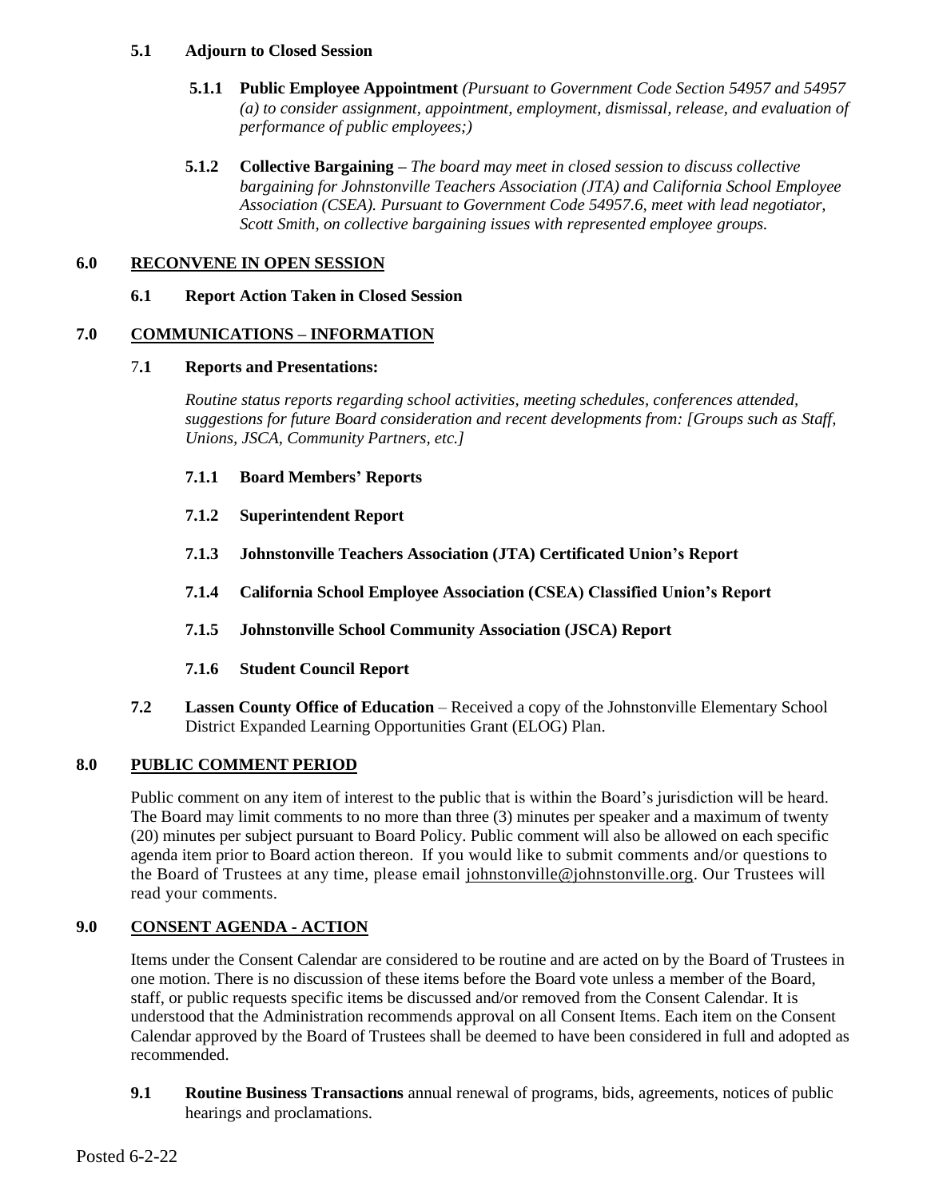**5.1 Adjourn to Closed Session**

**5.1.1 Public Employee Appointment** *(Pursuant to Government Code Section 54957 and 54957 (a) to consider assignment, appointment, employment, dismissal, release, and evaluation of performance of public employees;)*

**5.1.2 Collective Bargaining –** *The board may meet in closed session to discuss collective bargaining for Johnstonville Teachers Association (JTA) and California School Employee Association (CSEA). Pursuant to Government Code 54957.6, meet with lead negotiator, Scott Smith, on collective bargaining issues with represented employee groups.*

## 6.0 RECONVENE IN OPEN SESSION

**6.1 Report Action Taken in Closed Session**

## 7.0 COMMUNICATIONS – INFORMATION

**7.1 Reports and Presentations:**

*Routine status reports regarding school activities, meeting schedules, conferences attended, suggestions for future Board consideration and recent developments from: [Groups such as Staff, Unions, JSCA, Community Partners, etc.]*

**7.1.1 Board Members' Reports**

**7.1.2 Superintendent Report**

**7.1.3 Johnstonville Teachers Association (JTA) Certificated Union's Report**

**7.1.4 California School Employee Association (CSEA) Classified Union's Report**

**7.1.5 Johnstonville School Community Association (JSCA) Report**

**7.1.6 Student Council Report**

**7.2 Lassen County Office of Education** – Received a copy of the Johnstonville Elementary School District Expanded Learning Opportunities Grant (ELOG) Plan.

## 8.0 PUBLIC COMMENT PERIOD

Public comment on any item of interest to the public that is within the Board's jurisdiction will be heard. The Board may limit comments to no more than three (3) minutes per speaker and a maximum of twenty (20) minutes per subject pursuant to Board Policy. Public comment will also be allowed on each specific agenda item prior to Board action thereon. If you would like to submit comments and/or questions to the Board of Trustees at any time, please email johnstonville@johnstonville.org. Our Trustees will read your comments.

## 9.0 CONSENT AGENDA - ACTION

Items under the Consent Calendar are considered to be routine and are acted on by the Board of Trustees in one motion. There is no discussion of these items before the Board vote unless a member of the Board, staff, or public requests specific items be discussed and/or removed from the Consent Calendar. It is understood that the Administration recommends approval on all Consent Items. Each item on the Consent Calendar approved by the Board of Trustees shall be deemed to have been considered in full and adopted as recommended.

**9.1 Routine Business Transactions** annual renewal of programs, bids, agreements, notices of public hearings and proclamations.

Posted 6-2-22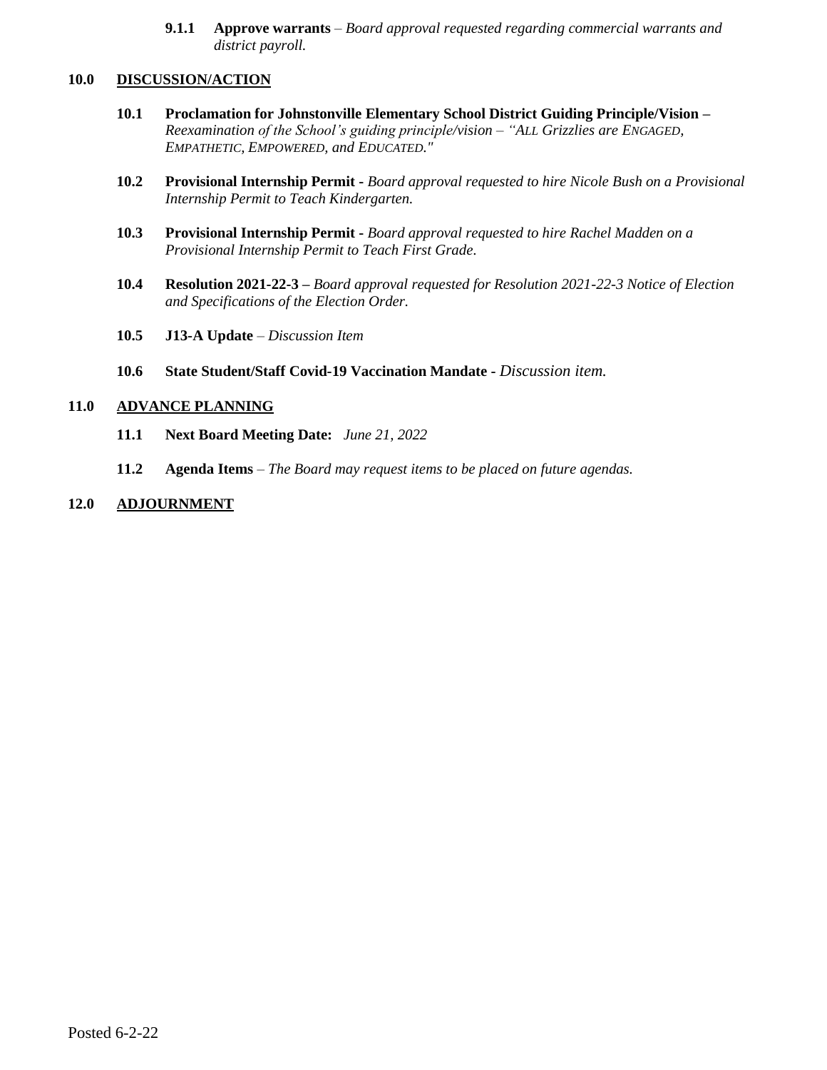**9.1.1 Approve warrants** – *Board approval requested regarding commercial warrants and district payroll.*

**10.0 DISCUSSION/ACTION**

**10.1 Proclamation for Johnstonville Elementary School District Guiding Principle/Vision –** *Reexamination of the School's guiding principle/vision – "ALL Grizzlies are ENGAGED, EMPATHETIC, EMPOWERED, and EDUCATED."*

**10.2 Provisional Internship Permit -** *Board approval requested to hire Nicole Bush on a Provisional Internship Permit to Teach Kindergarten.*

**10.3 Provisional Internship Permit -** *Board approval requested to hire Rachel Madden on a Provisional Internship Permit to Teach First Grade.*

**10.4 Resolution 2021-22-3 –** *Board approval requested for Resolution 2021-22-3 Notice of Election and Specifications of the Election Order.*

**10.5 J13-A Update** – *Discussion Item*

**10.6 State Student/Staff Covid-19 Vaccination Mandate -** *Discussion item.*

**11.0 ADVANCE PLANNING**

**11.1 Next Board Meeting Date:** *June 21, 2022*

**11.2 Agenda Items** – *The Board may request items to be placed on future agendas.*

**12.0 ADJOURNMENT**

Posted 6-2-22